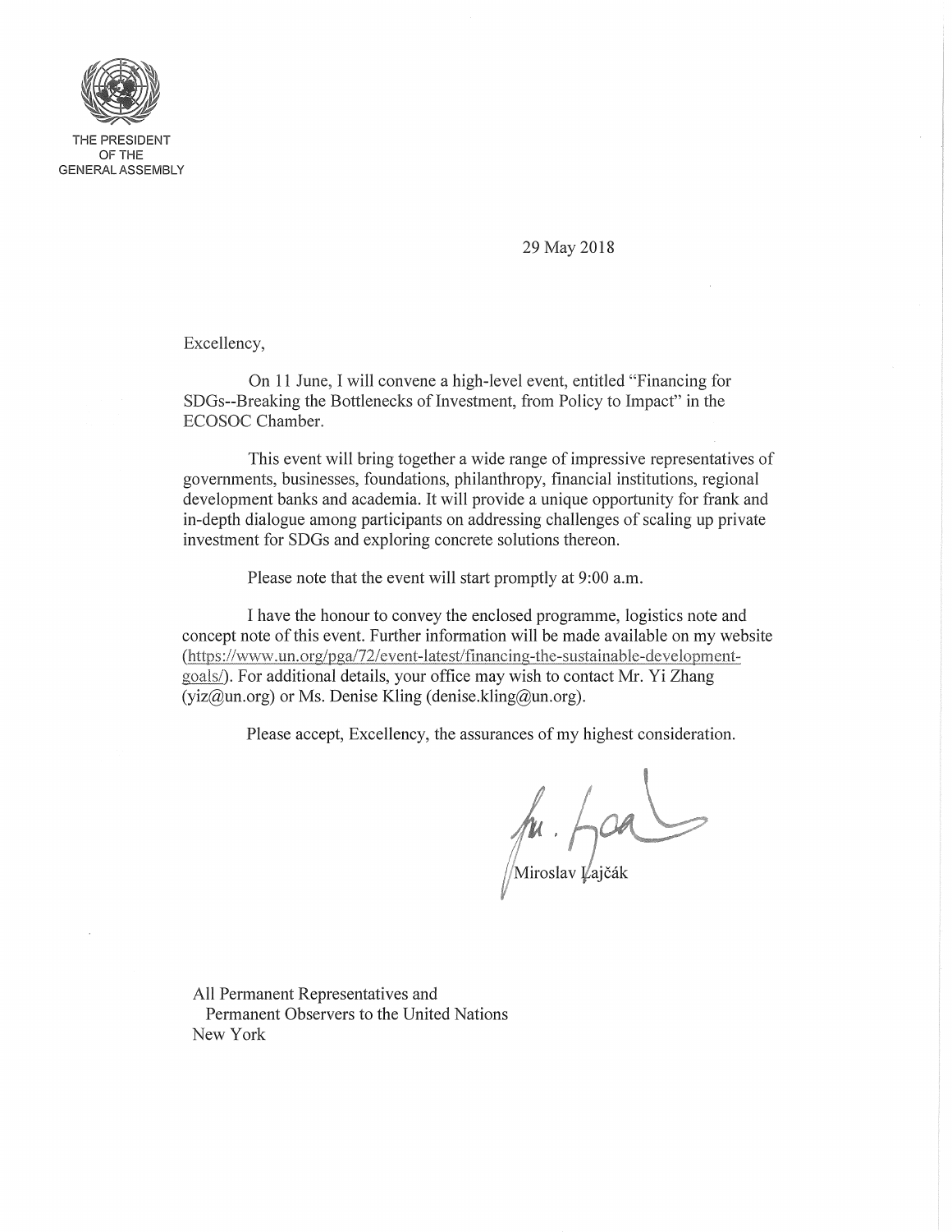THE PRESIDENT
OF THE
GENERAL ASSEMBLY

29 May 2018

Excellency,

On 11 June, I will convene a high-level event, entitled "Financing for SDGs--Breaking the Bottlenecks of Investment, from Policy to Impact" in the ECOSOC Chamber.

This event will bring together a wide range of impressive representatives of governments, businesses, foundations, philanthropy, financial institutions, regional development banks and academia. It will provide a unique opportunity for frank and in-depth dialogue among participants on addressing challenges of scaling up private investment for SDGs and exploring concrete solutions thereon.

Please note that the event will start promptly at 9:00 a.m.

I have the honour to convey the enclosed programme, logistics note and concept note of this event. Further information will be made available on my website (https://www.un.org/pga/72/event-latest/financing-the-sustainable-development-goals/). For additional details, your office may wish to contact Mr. Yi Zhang (yiz@un.org) or Ms. Denise Kling (denise.kling@un.org).

Please accept, Excellency, the assurances of my highest consideration.

Miroslav Lajčák

All Permanent Representatives and
Permanent Observers to the United Nations
New York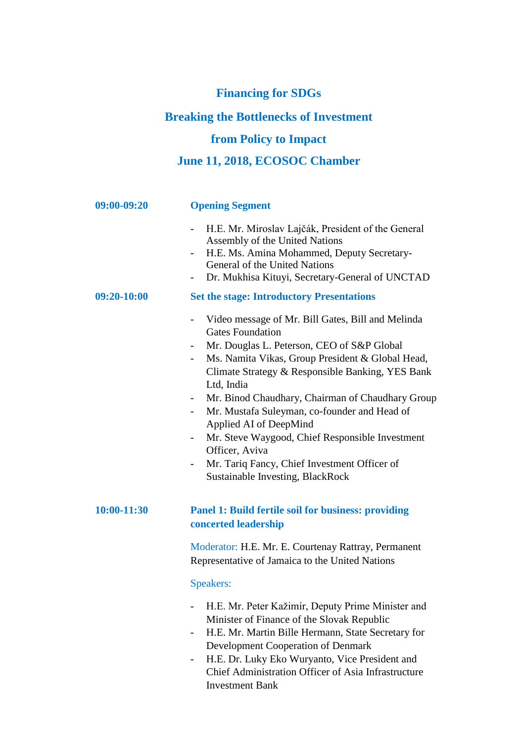# Financing for SDGs

# Breaking the Bottlenecks of Investment

# from Policy to Impact

# June 11, 2018, ECOSOC Chamber

**09:00-09:20** **Opening Segment**

- H.E. Mr. Miroslav Lajčák, President of the General Assembly of the United Nations
- H.E. Ms. Amina Mohammed, Deputy Secretary-General of the United Nations
- Dr. Mukhisa Kituyi, Secretary-General of UNCTAD

**09:20-10:00** **Set the stage: Introductory Presentations**

- Video message of Mr. Bill Gates, Bill and Melinda Gates Foundation
- Mr. Douglas L. Peterson, CEO of S&P Global
- Ms. Namita Vikas, Group President & Global Head, Climate Strategy & Responsible Banking, YES Bank Ltd, India
- Mr. Binod Chaudhary, Chairman of Chaudhary Group
- Mr. Mustafa Suleyman, co-founder and Head of Applied AI of DeepMind
- Mr. Steve Waygood, Chief Responsible Investment Officer, Aviva
- Mr. Tariq Fancy, Chief Investment Officer of Sustainable Investing, BlackRock

**10:00-11:30** **Panel 1: Build fertile soil for business: providing concerted leadership**

Moderator: H.E. Mr. E. Courtenay Rattray, Permanent Representative of Jamaica to the United Nations

Speakers:

- H.E. Mr. Peter Kažimír, Deputy Prime Minister and Minister of Finance of the Slovak Republic
- H.E. Mr. Martin Bille Hermann, State Secretary for Development Cooperation of Denmark
- H.E. Dr. Luky Eko Wuryanto, Vice President and Chief Administration Officer of Asia Infrastructure Investment Bank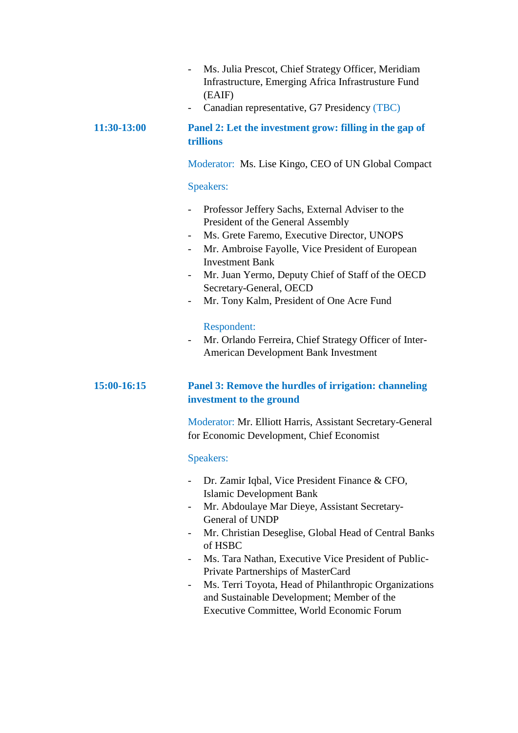- Ms. Julia Prescot, Chief Strategy Officer, Meridiam Infrastructure, Emerging Africa Infrastrusture Fund (EAIF)
- Canadian representative, G7 Presidency (TBC)

**11:30-13:00** **Panel 2: Let the investment grow: filling in the gap of trillions**

Moderator: Ms. Lise Kingo, CEO of UN Global Compact

Speakers:

- Professor Jeffery Sachs, External Adviser to the President of the General Assembly
- Ms. Grete Faremo, Executive Director, UNOPS
- Mr. Ambroise Fayolle, Vice President of European Investment Bank
- Mr. Juan Yermo, Deputy Chief of Staff of the OECD Secretary-General, OECD
- Mr. Tony Kalm, President of One Acre Fund

Respondent:

- Mr. Orlando Ferreira, Chief Strategy Officer of Inter-American Development Bank Investment

**15:00-16:15** **Panel 3: Remove the hurdles of irrigation: channeling investment to the ground**

Moderator: Mr. Elliott Harris, Assistant Secretary-General for Economic Development, Chief Economist

Speakers:

- Dr. Zamir Iqbal, Vice President Finance & CFO, Islamic Development Bank
- Mr. Abdoulaye Mar Dieye, Assistant Secretary-General of UNDP
- Mr. Christian Deseglise, Global Head of Central Banks of HSBC
- Ms. Tara Nathan, Executive Vice President of Public-Private Partnerships of MasterCard
- Ms. Terri Toyota, Head of Philanthropic Organizations and Sustainable Development; Member of the Executive Committee, World Economic Forum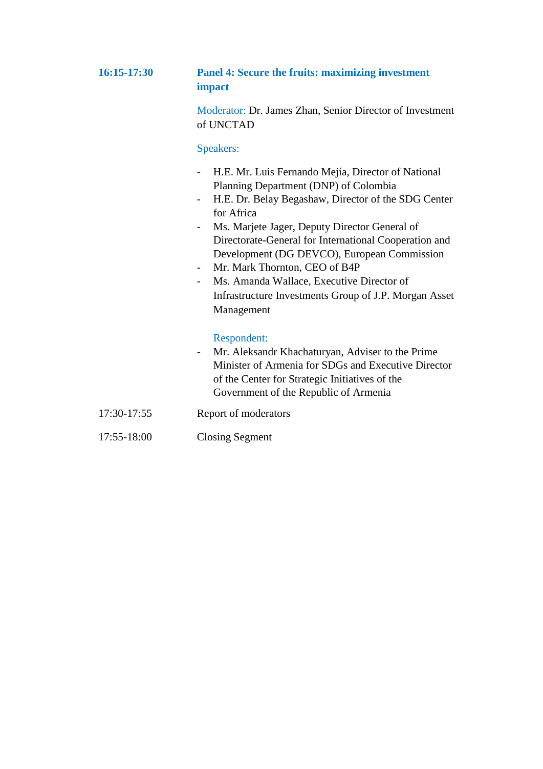**16:15-17:30** **Panel 4: Secure the fruits: maximizing investment impact**

Moderator: Dr. James Zhan, Senior Director of Investment of UNCTAD

Speakers:

- H.E. Mr. Luis Fernando Mejía, Director of National Planning Department (DNP) of Colombia
- H.E. Dr. Belay Begashaw, Director of the SDG Center for Africa
- Ms. Marjete Jager, Deputy Director General of Directorate-General for International Cooperation and Development (DG DEVCO), European Commission
- Mr. Mark Thornton, CEO of B4P
- Ms. Amanda Wallace, Executive Director of Infrastructure Investments Group of J.P. Morgan Asset Management

Respondent:

- Mr. Aleksandr Khachaturyan, Adviser to the Prime Minister of Armenia for SDGs and Executive Director of the Center for Strategic Initiatives of the Government of the Republic of Armenia

17:30-17:55 Report of moderators

17:55-18:00 Closing Segment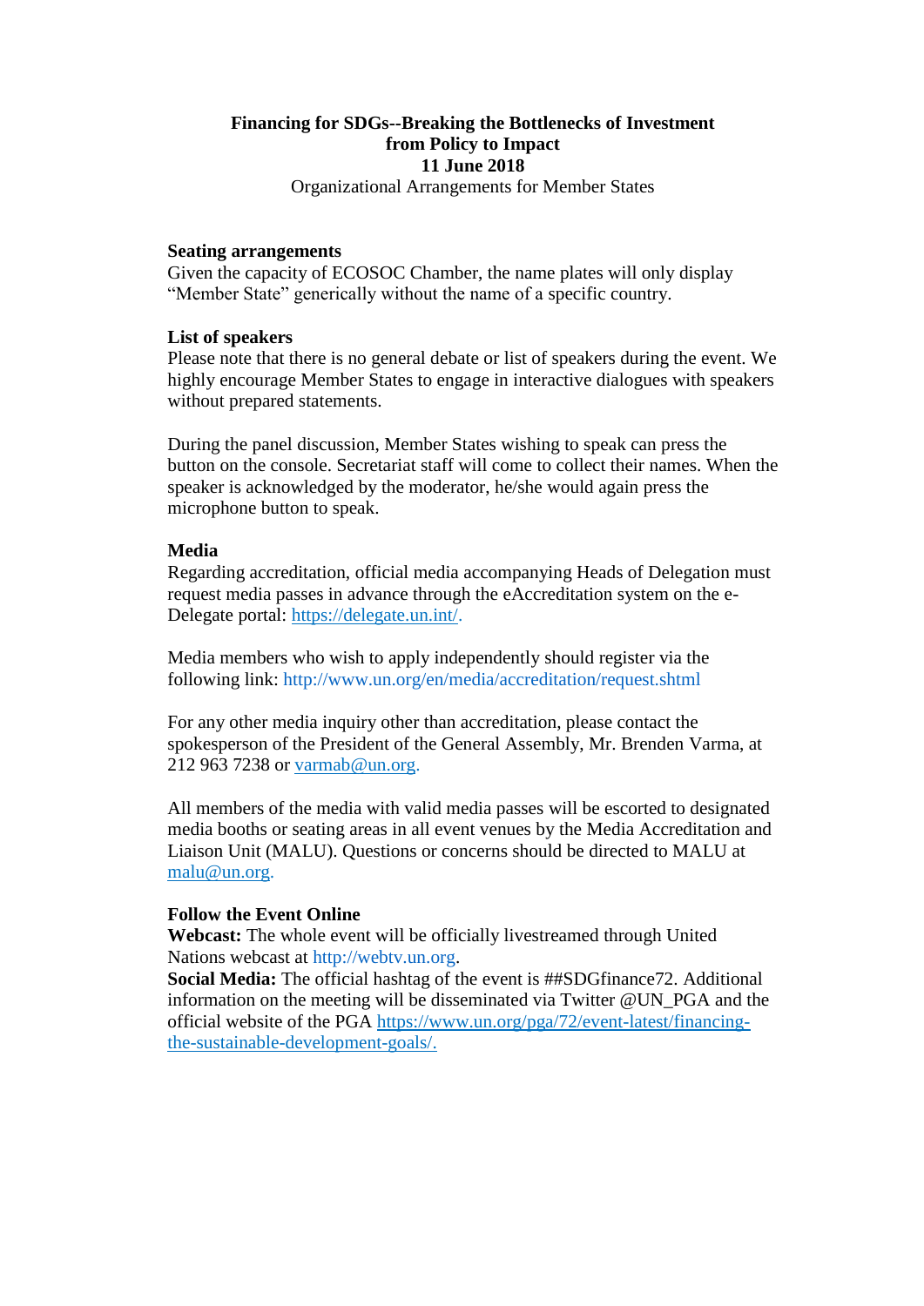**Financing for SDGs--Breaking the Bottlenecks of Investment from Policy to Impact**
**11 June 2018**
Organizational Arrangements for Member States

**Seating arrangements**
Given the capacity of ECOSOC Chamber, the name plates will only display "Member State" generically without the name of a specific country.

**List of speakers**
Please note that there is no general debate or list of speakers during the event. We highly encourage Member States to engage in interactive dialogues with speakers without prepared statements.

During the panel discussion, Member States wishing to speak can press the button on the console. Secretariat staff will come to collect their names. When the speaker is acknowledged by the moderator, he/she would again press the microphone button to speak.

**Media**
Regarding accreditation, official media accompanying Heads of Delegation must request media passes in advance through the eAccreditation system on the e-Delegate portal: https://delegate.un.int/.

Media members who wish to apply independently should register via the following link: http://www.un.org/en/media/accreditation/request.shtml

For any other media inquiry other than accreditation, please contact the spokesperson of the President of the General Assembly, Mr. Brenden Varma, at 212 963 7238 or varmab@un.org.

All members of the media with valid media passes will be escorted to designated media booths or seating areas in all event venues by the Media Accreditation and Liaison Unit (MALU). Questions or concerns should be directed to MALU at malu@un.org.

**Follow the Event Online**
**Webcast:** The whole event will be officially livestreamed through United Nations webcast at http://webtv.un.org.
**Social Media:** The official hashtag of the event is ##SDGfinance72. Additional information on the meeting will be disseminated via Twitter @UN_PGA and the official website of the PGA https://www.un.org/pga/72/event-latest/financing-the-sustainable-development-goals/.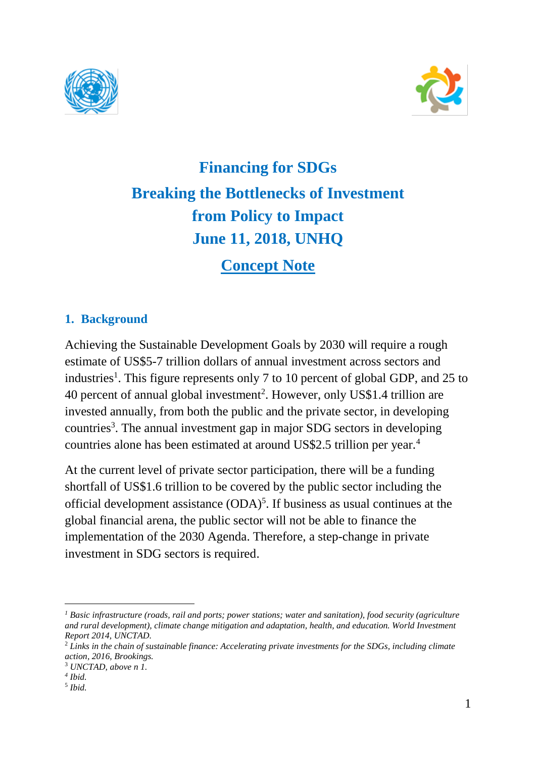# Financing for SDGs
# Breaking the Bottlenecks of Investment from Policy to Impact
# June 11, 2018, UNHQ

## Concept Note

### 1. Background

Achieving the Sustainable Development Goals by 2030 will require a rough estimate of US$5-7 trillion dollars of annual investment across sectors and industries[1]. This figure represents only 7 to 10 percent of global GDP, and 25 to 40 percent of annual global investment[2]. However, only US$1.4 trillion are invested annually, from both the public and the private sector, in developing countries[3]. The annual investment gap in major SDG sectors in developing countries alone has been estimated at around US$2.5 trillion per year.[4]

At the current level of private sector participation, there will be a funding shortfall of US$1.6 trillion to be covered by the public sector including the official development assistance (ODA)[5]. If business as usual continues at the global financial arena, the public sector will not be able to finance the implementation of the 2030 Agenda. Therefore, a step-change in private investment in SDG sectors is required.

---

[1] *Basic infrastructure (roads, rail and ports; power stations; water and sanitation), food security (agriculture and rural development), climate change mitigation and adaptation, health, and education. World Investment Report 2014, UNCTAD.*

[2] *Links in the chain of sustainable finance: Accelerating private investments for the SDGs, including climate action, 2016, Brookings.*

[3] *UNCTAD, above n 1.*

[4] *Ibid.*

[5] *Ibid.*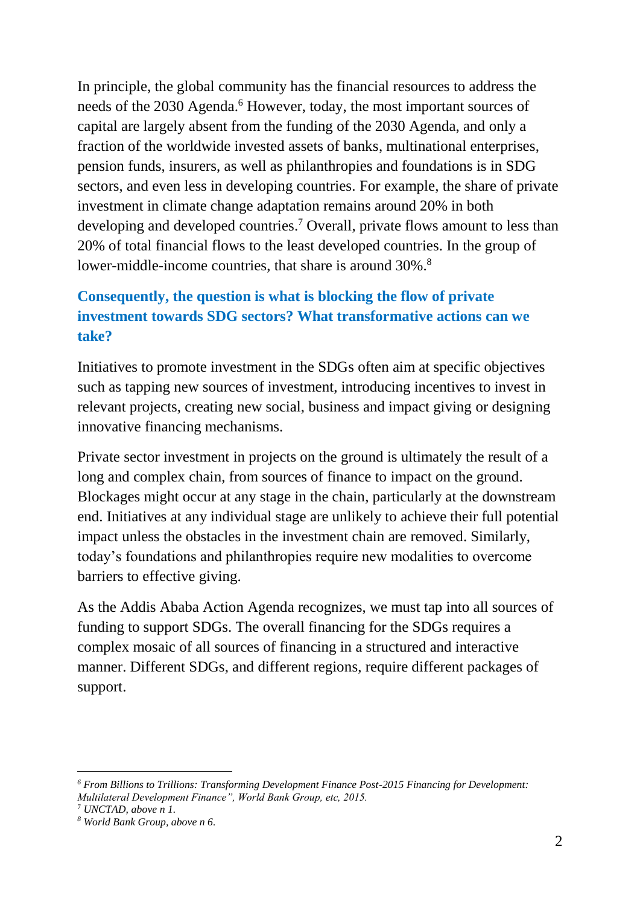In principle, the global community has the financial resources to address the needs of the 2030 Agenda.[6] However, today, the most important sources of capital are largely absent from the funding of the 2030 Agenda, and only a fraction of the worldwide invested assets of banks, multinational enterprises, pension funds, insurers, as well as philanthropies and foundations is in SDG sectors, and even less in developing countries. For example, the share of private investment in climate change adaptation remains around 20% in both developing and developed countries.[7] Overall, private flows amount to less than 20% of total financial flows to the least developed countries. In the group of lower-middle-income countries, that share is around 30%.[8]

### Consequently, the question is what is blocking the flow of private investment towards SDG sectors? What transformative actions can we take?

Initiatives to promote investment in the SDGs often aim at specific objectives such as tapping new sources of investment, introducing incentives to invest in relevant projects, creating new social, business and impact giving or designing innovative financing mechanisms.

Private sector investment in projects on the ground is ultimately the result of a long and complex chain, from sources of finance to impact on the ground. Blockages might occur at any stage in the chain, particularly at the downstream end. Initiatives at any individual stage are unlikely to achieve their full potential impact unless the obstacles in the investment chain are removed. Similarly, today's foundations and philanthropies require new modalities to overcome barriers to effective giving.

As the Addis Ababa Action Agenda recognizes, we must tap into all sources of funding to support SDGs. The overall financing for the SDGs requires a complex mosaic of all sources of financing in a structured and interactive manner. Different SDGs, and different regions, require different packages of support.

---

[6] *From Billions to Trillions: Transforming Development Finance Post-2015 Financing for Development: Multilateral Development Finance", World Bank Group, etc, 2015.*

[7] *UNCTAD, above n 1.*

[8] *World Bank Group, above n 6.*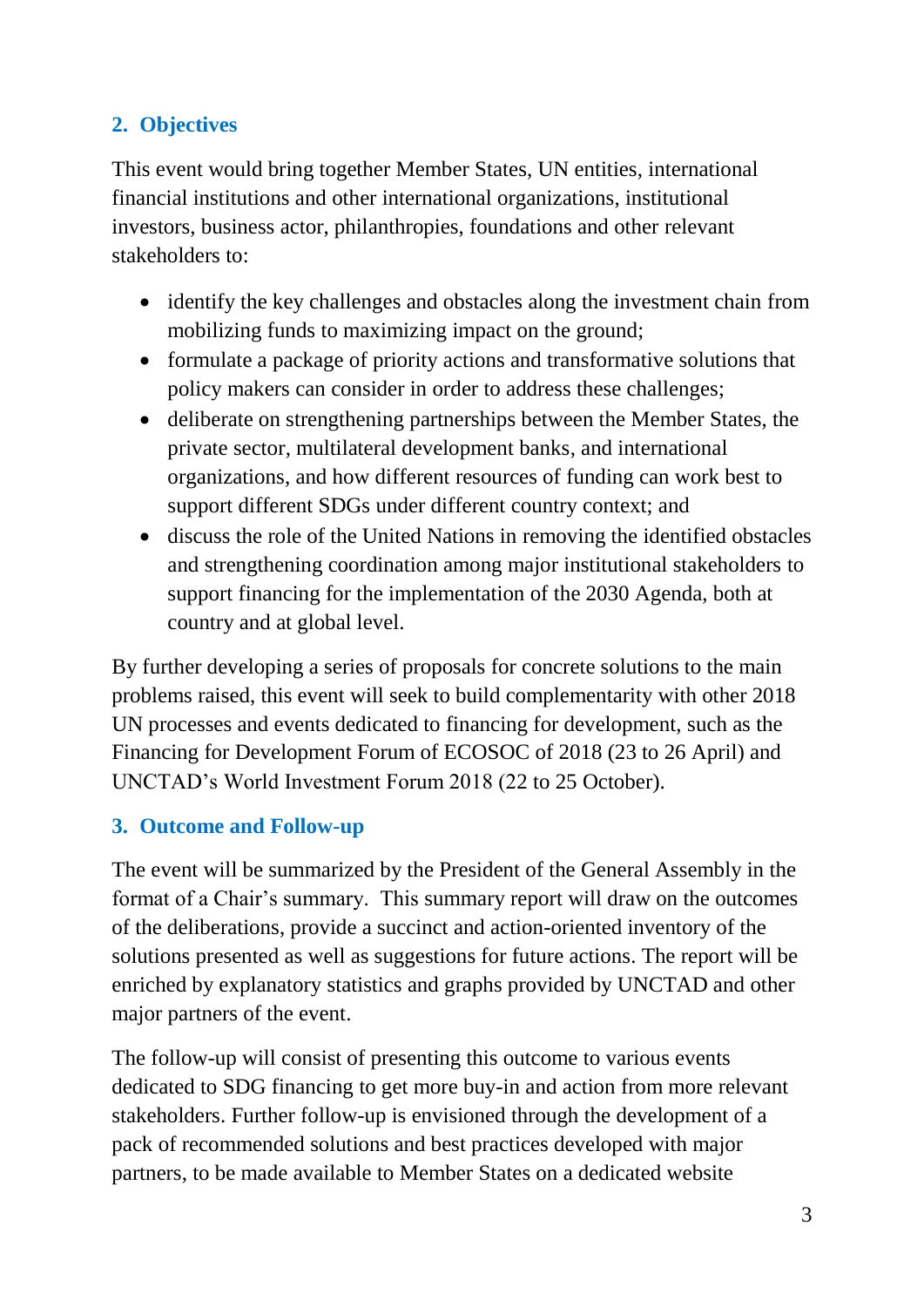## 2. Objectives

This event would bring together Member States, UN entities, international financial institutions and other international organizations, institutional investors, business actor, philanthropies, foundations and other relevant stakeholders to:

- identify the key challenges and obstacles along the investment chain from mobilizing funds to maximizing impact on the ground;
- formulate a package of priority actions and transformative solutions that policy makers can consider in order to address these challenges;
- deliberate on strengthening partnerships between the Member States, the private sector, multilateral development banks, and international organizations, and how different resources of funding can work best to support different SDGs under different country context; and
- discuss the role of the United Nations in removing the identified obstacles and strengthening coordination among major institutional stakeholders to support financing for the implementation of the 2030 Agenda, both at country and at global level.

By further developing a series of proposals for concrete solutions to the main problems raised, this event will seek to build complementarity with other 2018 UN processes and events dedicated to financing for development, such as the Financing for Development Forum of ECOSOC of 2018 (23 to 26 April) and UNCTAD's World Investment Forum 2018 (22 to 25 October).

## 3. Outcome and Follow-up

The event will be summarized by the President of the General Assembly in the format of a Chair's summary. This summary report will draw on the outcomes of the deliberations, provide a succinct and action-oriented inventory of the solutions presented as well as suggestions for future actions. The report will be enriched by explanatory statistics and graphs provided by UNCTAD and other major partners of the event.

The follow-up will consist of presenting this outcome to various events dedicated to SDG financing to get more buy-in and action from more relevant stakeholders. Further follow-up is envisioned through the development of a pack of recommended solutions and best practices developed with major partners, to be made available to Member States on a dedicated website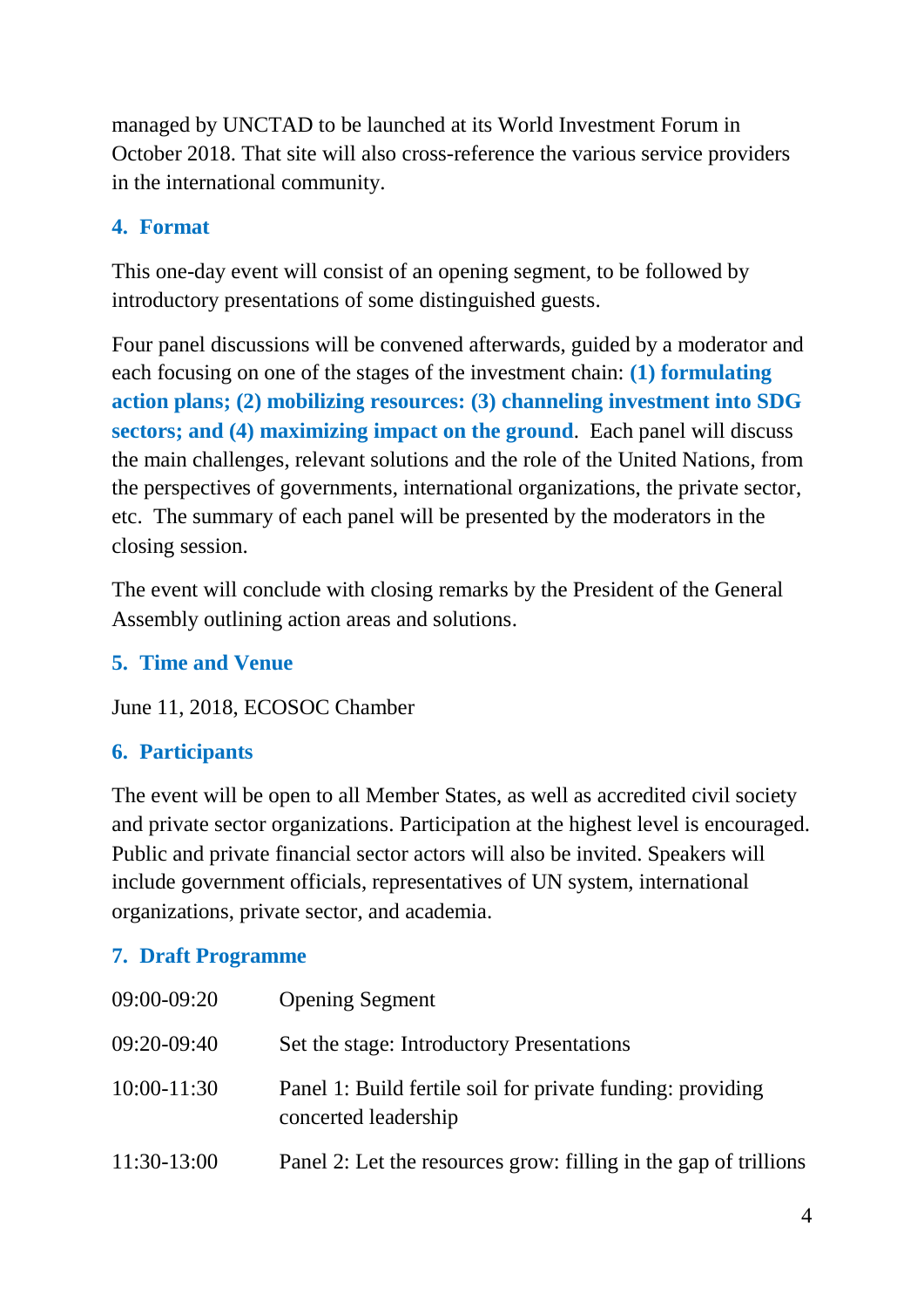managed by UNCTAD to be launched at its World Investment Forum in October 2018. That site will also cross-reference the various service providers in the international community.

## 4. Format

This one-day event will consist of an opening segment, to be followed by introductory presentations of some distinguished guests.

Four panel discussions will be convened afterwards, guided by a moderator and each focusing on one of the stages of the investment chain: **(1) formulating action plans; (2) mobilizing resources: (3) channeling investment into SDG sectors; and (4) maximizing impact on the ground**. Each panel will discuss the main challenges, relevant solutions and the role of the United Nations, from the perspectives of governments, international organizations, the private sector, etc. The summary of each panel will be presented by the moderators in the closing session.

The event will conclude with closing remarks by the President of the General Assembly outlining action areas and solutions.

## 5. Time and Venue

June 11, 2018, ECOSOC Chamber

## 6. Participants

The event will be open to all Member States, as well as accredited civil society and private sector organizations. Participation at the highest level is encouraged. Public and private financial sector actors will also be invited. Speakers will include government officials, representatives of UN system, international organizations, private sector, and academia.

## 7. Draft Programme

| | |
|---|---|
| 09:00-09:20 | Opening Segment |
| 09:20-09:40 | Set the stage: Introductory Presentations |
| 10:00-11:30 | Panel 1: Build fertile soil for private funding: providing concerted leadership |
| 11:30-13:00 | Panel 2: Let the resources grow: filling in the gap of trillions |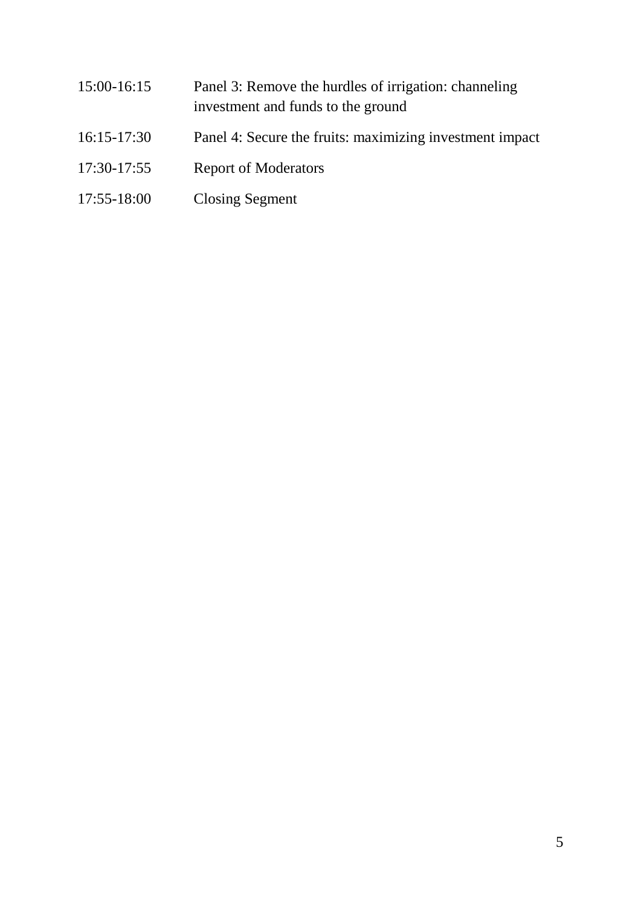| | |
|---|---|
| 15:00-16:15 | Panel 3: Remove the hurdles of irrigation: channeling investment and funds to the ground |
| 16:15-17:30 | Panel 4: Secure the fruits: maximizing investment impact |
| 17:30-17:55 | Report of Moderators |
| 17:55-18:00 | Closing Segment |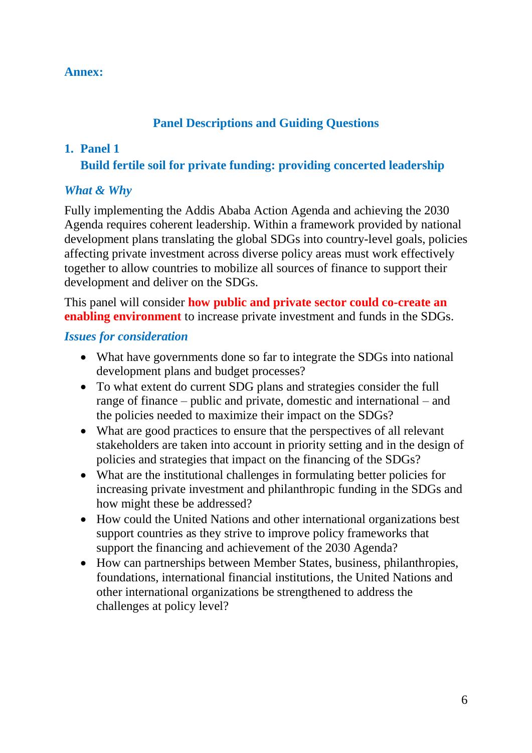**Annex:**

## Panel Descriptions and Guiding Questions

### 1. Panel 1

### Build fertile soil for private funding: providing concerted leadership

***What & Why***

Fully implementing the Addis Ababa Action Agenda and achieving the 2030 Agenda requires coherent leadership. Within a framework provided by national development plans translating the global SDGs into country-level goals, policies affecting private investment across diverse policy areas must work effectively together to allow countries to mobilize all sources of finance to support their development and deliver on the SDGs.

This panel will consider **how public and private sector could co-create an enabling environment** to increase private investment and funds in the SDGs.

***Issues for consideration***

- What have governments done so far to integrate the SDGs into national development plans and budget processes?
- To what extent do current SDG plans and strategies consider the full range of finance – public and private, domestic and international – and the policies needed to maximize their impact on the SDGs?
- What are good practices to ensure that the perspectives of all relevant stakeholders are taken into account in priority setting and in the design of policies and strategies that impact on the financing of the SDGs?
- What are the institutional challenges in formulating better policies for increasing private investment and philanthropic funding in the SDGs and how might these be addressed?
- How could the United Nations and other international organizations best support countries as they strive to improve policy frameworks that support the financing and achievement of the 2030 Agenda?
- How can partnerships between Member States, business, philanthropies, foundations, international financial institutions, the United Nations and other international organizations be strengthened to address the challenges at policy level?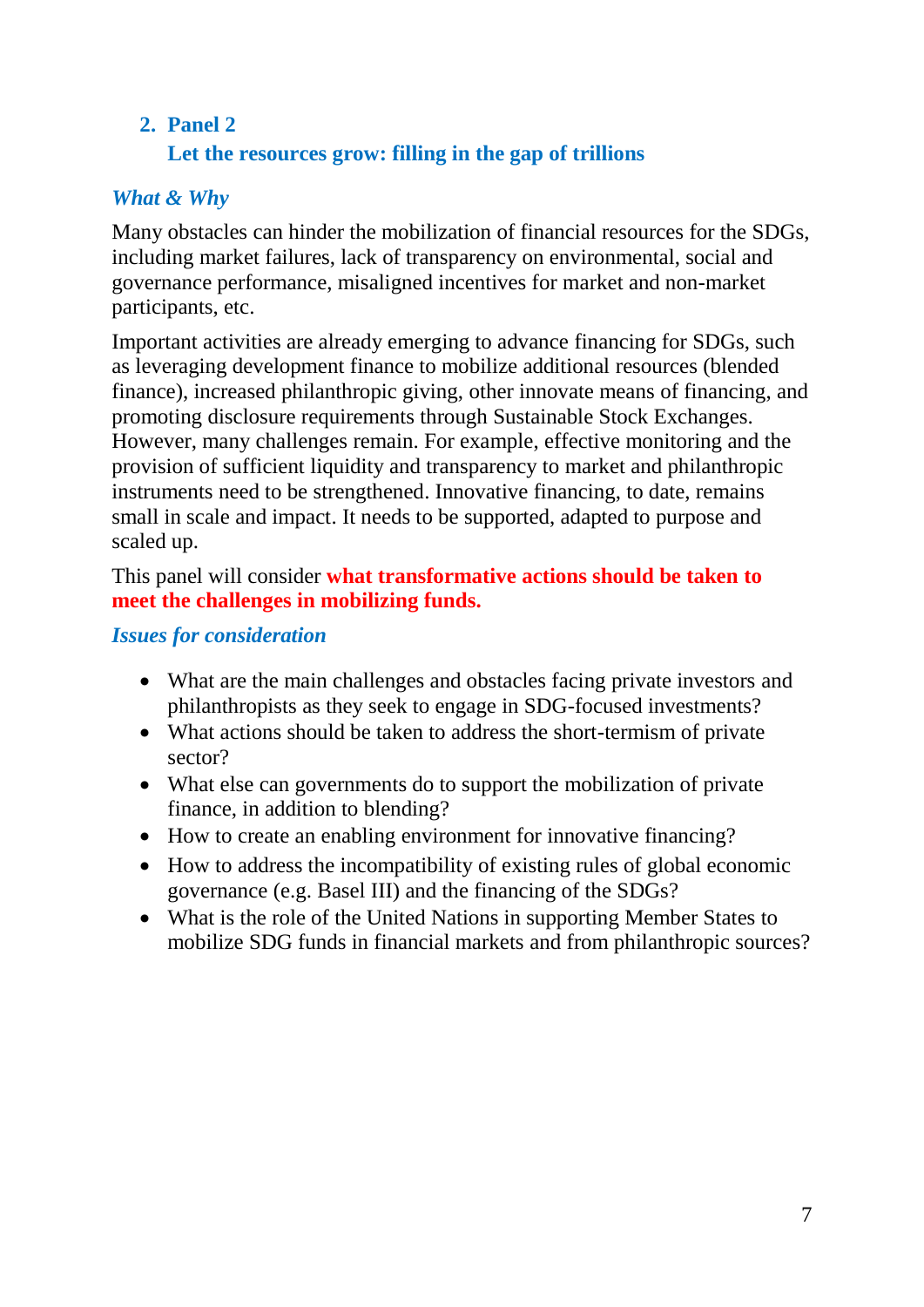## 2. Panel 2

## Let the resources grow: filling in the gap of trillions

### *What & Why*

Many obstacles can hinder the mobilization of financial resources for the SDGs, including market failures, lack of transparency on environmental, social and governance performance, misaligned incentives for market and non-market participants, etc.

Important activities are already emerging to advance financing for SDGs, such as leveraging development finance to mobilize additional resources (blended finance), increased philanthropic giving, other innovate means of financing, and promoting disclosure requirements through Sustainable Stock Exchanges. However, many challenges remain. For example, effective monitoring and the provision of sufficient liquidity and transparency to market and philanthropic instruments need to be strengthened. Innovative financing, to date, remains small in scale and impact. It needs to be supported, adapted to purpose and scaled up.

This panel will consider **what transformative actions should be taken to meet the challenges in mobilizing funds.**

### *Issues for consideration*

- What are the main challenges and obstacles facing private investors and philanthropists as they seek to engage in SDG-focused investments?
- What actions should be taken to address the short-termism of private sector?
- What else can governments do to support the mobilization of private finance, in addition to blending?
- How to create an enabling environment for innovative financing?
- How to address the incompatibility of existing rules of global economic governance (e.g. Basel III) and the financing of the SDGs?
- What is the role of the United Nations in supporting Member States to mobilize SDG funds in financial markets and from philanthropic sources?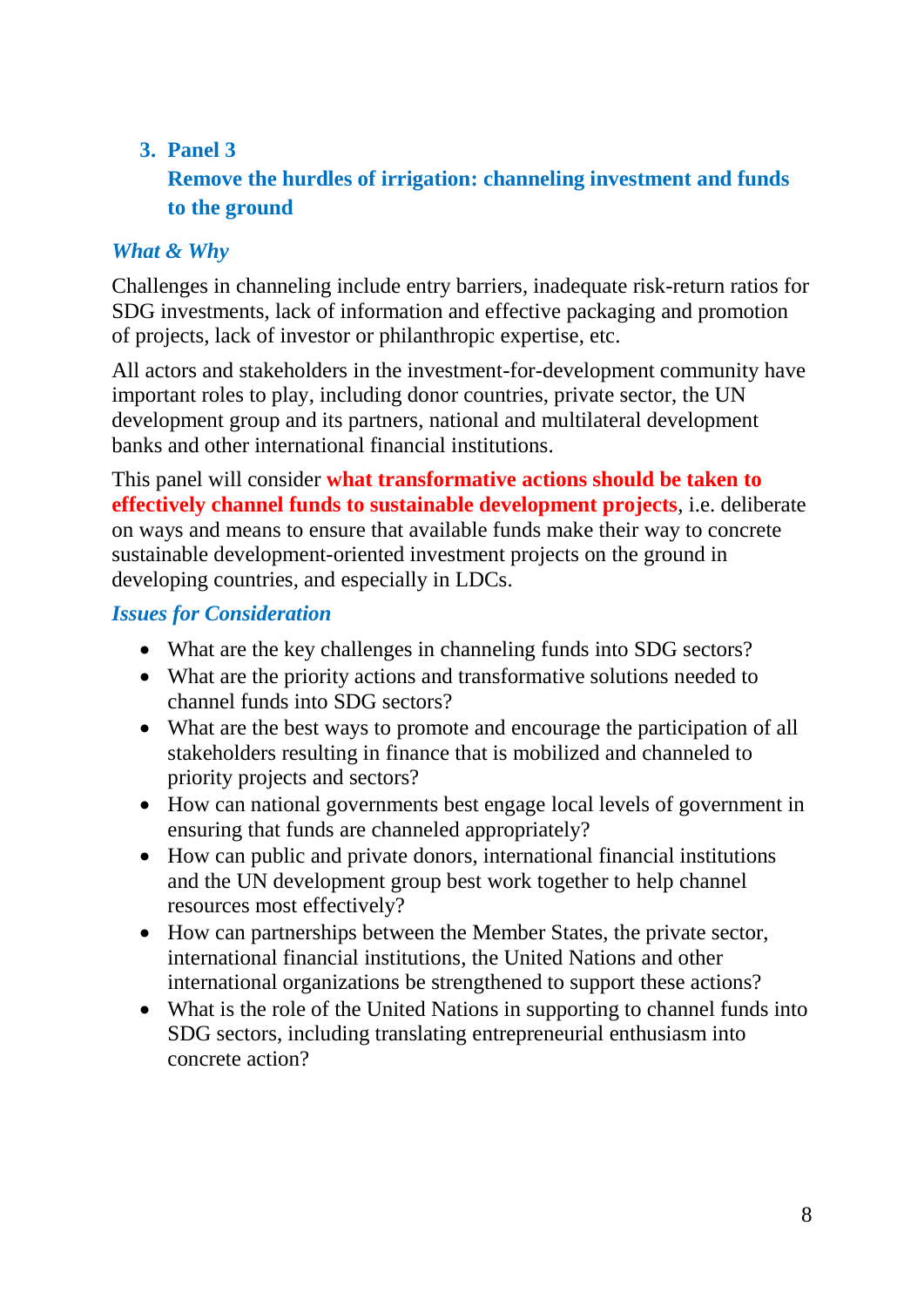### 3. Panel 3

### Remove the hurdles of irrigation: channeling investment and funds to the ground

***What & Why***

Challenges in channeling include entry barriers, inadequate risk-return ratios for SDG investments, lack of information and effective packaging and promotion of projects, lack of investor or philanthropic expertise, etc.

All actors and stakeholders in the investment-for-development community have important roles to play, including donor countries, private sector, the UN development group and its partners, national and multilateral development banks and other international financial institutions.

This panel will consider **what transformative actions should be taken to effectively channel funds to sustainable development projects**, i.e. deliberate on ways and means to ensure that available funds make their way to concrete sustainable development-oriented investment projects on the ground in developing countries, and especially in LDCs.

***Issues for Consideration***

- What are the key challenges in channeling funds into SDG sectors?
- What are the priority actions and transformative solutions needed to channel funds into SDG sectors?
- What are the best ways to promote and encourage the participation of all stakeholders resulting in finance that is mobilized and channeled to priority projects and sectors?
- How can national governments best engage local levels of government in ensuring that funds are channeled appropriately?
- How can public and private donors, international financial institutions and the UN development group best work together to help channel resources most effectively?
- How can partnerships between the Member States, the private sector, international financial institutions, the United Nations and other international organizations be strengthened to support these actions?
- What is the role of the United Nations in supporting to channel funds into SDG sectors, including translating entrepreneurial enthusiasm into concrete action?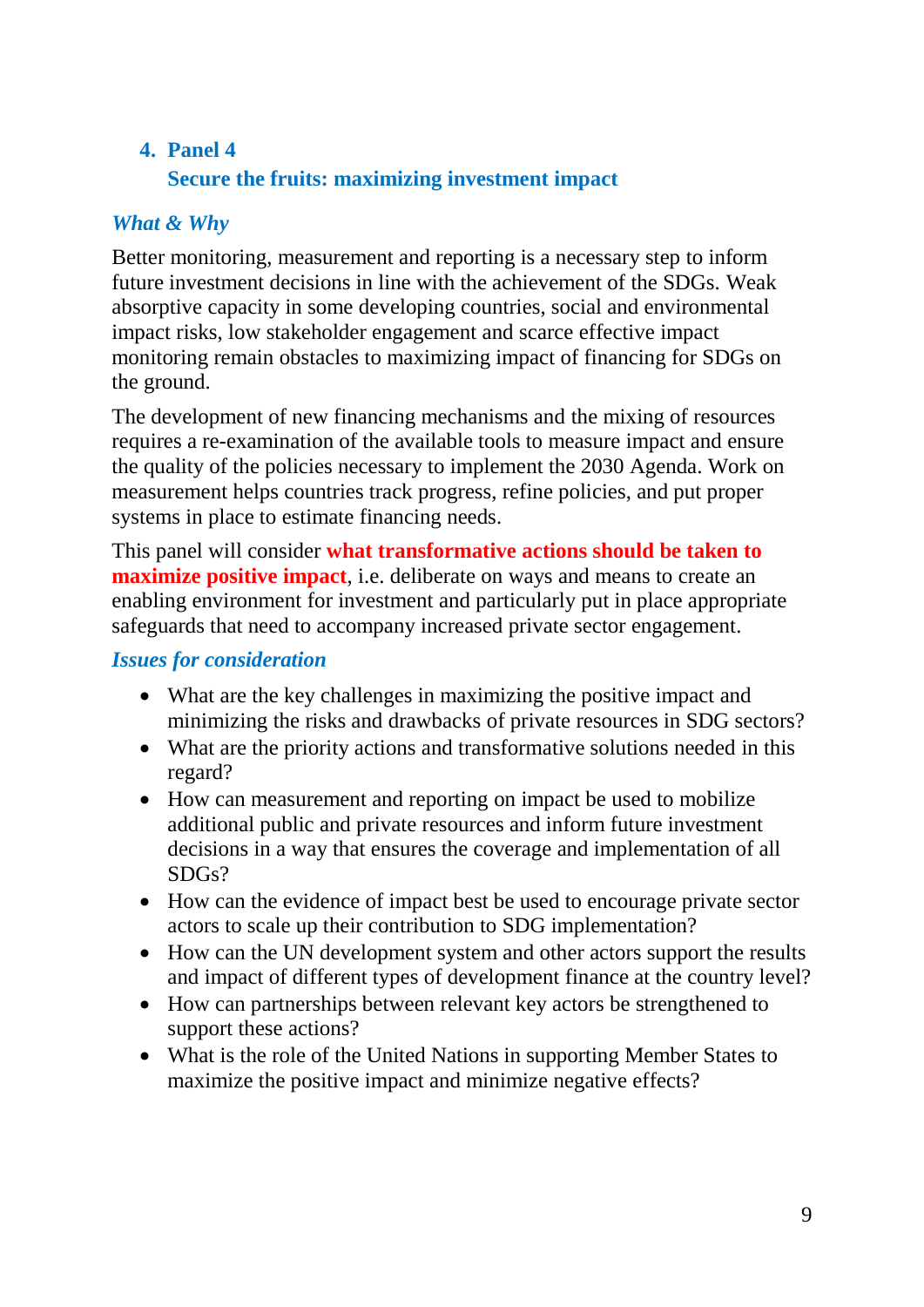## 4. Panel 4

## Secure the fruits: maximizing investment impact

### *What & Why*

Better monitoring, measurement and reporting is a necessary step to inform future investment decisions in line with the achievement of the SDGs. Weak absorptive capacity in some developing countries, social and environmental impact risks, low stakeholder engagement and scarce effective impact monitoring remain obstacles to maximizing impact of financing for SDGs on the ground.

The development of new financing mechanisms and the mixing of resources requires a re-examination of the available tools to measure impact and ensure the quality of the policies necessary to implement the 2030 Agenda. Work on measurement helps countries track progress, refine policies, and put proper systems in place to estimate financing needs.

This panel will consider **what transformative actions should be taken to maximize positive impact**, i.e. deliberate on ways and means to create an enabling environment for investment and particularly put in place appropriate safeguards that need to accompany increased private sector engagement.

### *Issues for consideration*

- What are the key challenges in maximizing the positive impact and minimizing the risks and drawbacks of private resources in SDG sectors?
- What are the priority actions and transformative solutions needed in this regard?
- How can measurement and reporting on impact be used to mobilize additional public and private resources and inform future investment decisions in a way that ensures the coverage and implementation of all SDGs?
- How can the evidence of impact best be used to encourage private sector actors to scale up their contribution to SDG implementation?
- How can the UN development system and other actors support the results and impact of different types of development finance at the country level?
- How can partnerships between relevant key actors be strengthened to support these actions?
- What is the role of the United Nations in supporting Member States to maximize the positive impact and minimize negative effects?